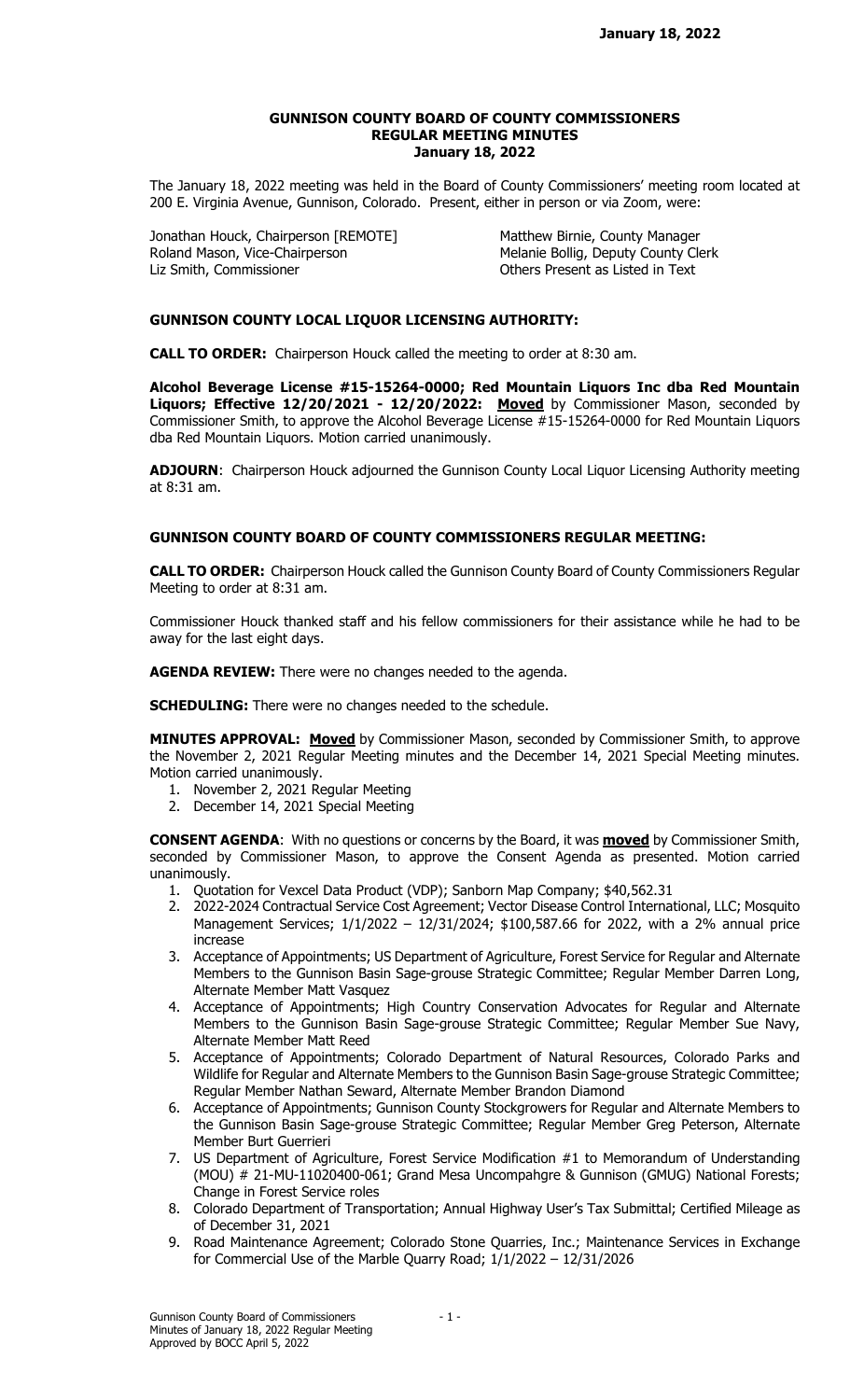**January 18, 2022**

# GUNNISON COUNTY BOARD OF COUNTY COMMISSIONERS
## REGULAR MEETING MINUTES
## January 18, 2022

The January 18, 2022 meeting was held in the Board of County Commissioners' meeting room located at 200 E. Virginia Avenue, Gunnison, Colorado. Present, either in person or via Zoom, were:

| | |
|---|---|
| Jonathan Houck, Chairperson [REMOTE] | Matthew Birnie, County Manager |
| Roland Mason, Vice-Chairperson | Melanie Bollig, Deputy County Clerk |
| Liz Smith, Commissioner | Others Present as Listed in Text |

### GUNNISON COUNTY LOCAL LIQUOR LICENSING AUTHORITY:

**CALL TO ORDER:** Chairperson Houck called the meeting to order at 8:30 am.

**Alcohol Beverage License #15-15264-0000; Red Mountain Liquors Inc dba Red Mountain Liquors; Effective 12/20/2021 - 12/20/2022:** **Moved** by Commissioner Mason, seconded by Commissioner Smith, to approve the Alcohol Beverage License #15-15264-0000 for Red Mountain Liquors dba Red Mountain Liquors. Motion carried unanimously.

**ADJOURN**: Chairperson Houck adjourned the Gunnison County Local Liquor Licensing Authority meeting at 8:31 am.

### GUNNISON COUNTY BOARD OF COUNTY COMMISSIONERS REGULAR MEETING:

**CALL TO ORDER:** Chairperson Houck called the Gunnison County Board of County Commissioners Regular Meeting to order at 8:31 am.

Commissioner Houck thanked staff and his fellow commissioners for their assistance while he had to be away for the last eight days.

**AGENDA REVIEW:** There were no changes needed to the agenda.

**SCHEDULING:** There were no changes needed to the schedule.

**MINUTES APPROVAL:** **Moved** by Commissioner Mason, seconded by Commissioner Smith, to approve the November 2, 2021 Regular Meeting minutes and the December 14, 2021 Special Meeting minutes. Motion carried unanimously.

1. November 2, 2021 Regular Meeting
2. December 14, 2021 Special Meeting

**CONSENT AGENDA**: With no questions or concerns by the Board, it was **moved** by Commissioner Smith, seconded by Commissioner Mason, to approve the Consent Agenda as presented. Motion carried unanimously.

1. Quotation for Vexcel Data Product (VDP); Sanborn Map Company; $40,562.31
2. 2022-2024 Contractual Service Cost Agreement; Vector Disease Control International, LLC; Mosquito Management Services; 1/1/2022 – 12/31/2024; $100,587.66 for 2022, with a 2% annual price increase
3. Acceptance of Appointments; US Department of Agriculture, Forest Service for Regular and Alternate Members to the Gunnison Basin Sage-grouse Strategic Committee; Regular Member Darren Long, Alternate Member Matt Vasquez
4. Acceptance of Appointments; High Country Conservation Advocates for Regular and Alternate Members to the Gunnison Basin Sage-grouse Strategic Committee; Regular Member Sue Navy, Alternate Member Matt Reed
5. Acceptance of Appointments; Colorado Department of Natural Resources, Colorado Parks and Wildlife for Regular and Alternate Members to the Gunnison Basin Sage-grouse Strategic Committee; Regular Member Nathan Seward, Alternate Member Brandon Diamond
6. Acceptance of Appointments; Gunnison County Stockgrowers for Regular and Alternate Members to the Gunnison Basin Sage-grouse Strategic Committee; Regular Member Greg Peterson, Alternate Member Burt Guerrieri
7. US Department of Agriculture, Forest Service Modification #1 to Memorandum of Understanding (MOU) # 21-MU-11020400-061; Grand Mesa Uncompahgre & Gunnison (GMUG) National Forests; Change in Forest Service roles
8. Colorado Department of Transportation; Annual Highway User's Tax Submittal; Certified Mileage as of December 31, 2021
9. Road Maintenance Agreement; Colorado Stone Quarries, Inc.; Maintenance Services in Exchange for Commercial Use of the Marble Quarry Road; 1/1/2022 – 12/31/2026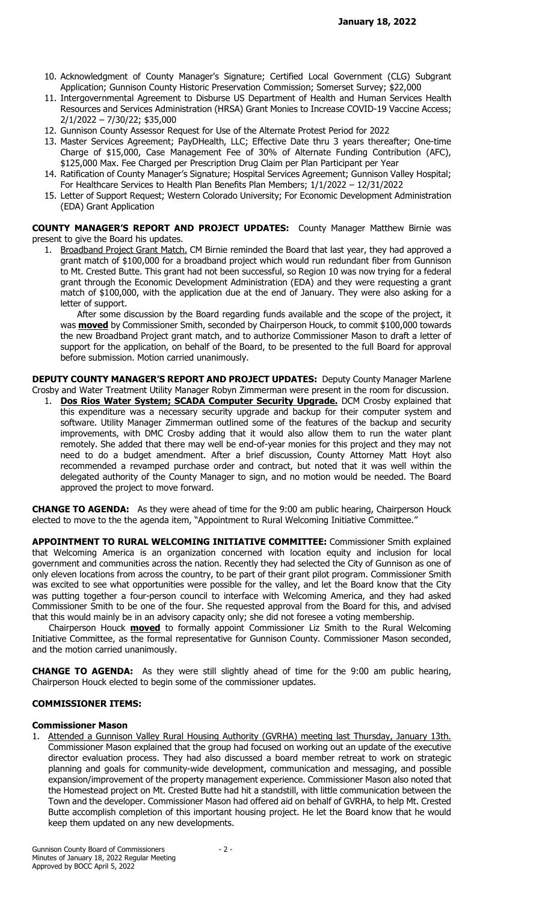10. Acknowledgment of County Manager's Signature; Certified Local Government (CLG) Subgrant Application; Gunnison County Historic Preservation Commission; Somerset Survey; $22,000
11. Intergovernmental Agreement to Disburse US Department of Health and Human Services Health Resources and Services Administration (HRSA) Grant Monies to Increase COVID-19 Vaccine Access; 2/1/2022 – 7/30/22; $35,000
12. Gunnison County Assessor Request for Use of the Alternate Protest Period for 2022
13. Master Services Agreement; PayDHealth, LLC; Effective Date thru 3 years thereafter; One-time Charge of $15,000, Case Management Fee of 30% of Alternate Funding Contribution (AFC), $125,000 Max. Fee Charged per Prescription Drug Claim per Plan Participant per Year
14. Ratification of County Manager's Signature; Hospital Services Agreement; Gunnison Valley Hospital; For Healthcare Services to Health Plan Benefits Plan Members; 1/1/2022 – 12/31/2022
15. Letter of Support Request; Western Colorado University; For Economic Development Administration (EDA) Grant Application

**COUNTY MANAGER'S REPORT AND PROJECT UPDATES:** County Manager Matthew Birnie was present to give the Board his updates.

1. Broadband Project Grant Match. CM Birnie reminded the Board that last year, they had approved a grant match of $100,000 for a broadband project which would run redundant fiber from Gunnison to Mt. Crested Butte. This grant had not been successful, so Region 10 was now trying for a federal grant through the Economic Development Administration (EDA) and they were requesting a grant match of $100,000, with the application due at the end of January. They were also asking for a letter of support.

   After some discussion by the Board regarding funds available and the scope of the project, it was **moved** by Commissioner Smith, seconded by Chairperson Houck, to commit $100,000 towards the new Broadband Project grant match, and to authorize Commissioner Mason to draft a letter of support for the application, on behalf of the Board, to be presented to the full Board for approval before submission. Motion carried unanimously.

**DEPUTY COUNTY MANAGER'S REPORT AND PROJECT UPDATES:** Deputy County Manager Marlene Crosby and Water Treatment Utility Manager Robyn Zimmerman were present in the room for discussion.

1. **Dos Rios Water System; SCADA Computer Security Upgrade.** DCM Crosby explained that this expenditure was a necessary security upgrade and backup for their computer system and software. Utility Manager Zimmerman outlined some of the features of the backup and security improvements, with DMC Crosby adding that it would also allow them to run the water plant remotely. She added that there may well be end-of-year monies for this project and they may not need to do a budget amendment. After a brief discussion, County Attorney Matt Hoyt also recommended a revamped purchase order and contract, but noted that it was well within the delegated authority of the County Manager to sign, and no motion would be needed. The Board approved the project to move forward.

**CHANGE TO AGENDA:** As they were ahead of time for the 9:00 am public hearing, Chairperson Houck elected to move to the the agenda item, "Appointment to Rural Welcoming Initiative Committee."

**APPOINTMENT TO RURAL WELCOMING INITIATIVE COMMITTEE:** Commissioner Smith explained that Welcoming America is an organization concerned with location equity and inclusion for local government and communities across the nation. Recently they had selected the City of Gunnison as one of only eleven locations from across the country, to be part of their grant pilot program. Commissioner Smith was excited to see what opportunities were possible for the valley, and let the Board know that the City was putting together a four-person council to interface with Welcoming America, and they had asked Commissioner Smith to be one of the four. She requested approval from the Board for this, and advised that this would mainly be in an advisory capacity only; she did not foresee a voting membership.

Chairperson Houck **moved** to formally appoint Commissioner Liz Smith to the Rural Welcoming Initiative Committee, as the formal representative for Gunnison County. Commissioner Mason seconded, and the motion carried unanimously.

**CHANGE TO AGENDA:** As they were still slightly ahead of time for the 9:00 am public hearing, Chairperson Houck elected to begin some of the commissioner updates.

### COMMISSIONER ITEMS:

#### Commissioner Mason

1. Attended a Gunnison Valley Rural Housing Authority (GVRHA) meeting last Thursday, January 13th. Commissioner Mason explained that the group had focused on working out an update of the executive director evaluation process. They had also discussed a board member retreat to work on strategic planning and goals for community-wide development, communication and messaging, and possible expansion/improvement of the property management experience. Commissioner Mason also noted that the Homestead project on Mt. Crested Butte had hit a standstill, with little communication between the Town and the developer. Commissioner Mason had offered aid on behalf of GVRHA, to help Mt. Crested Butte accomplish completion of this important housing project. He let the Board know that he would keep them updated on any new developments.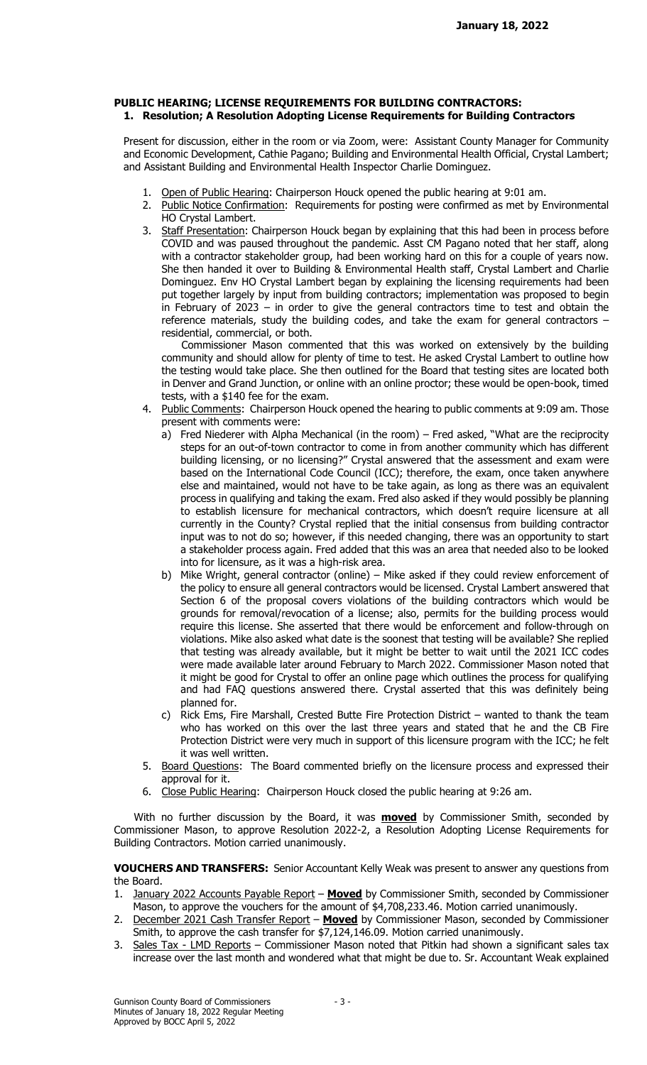**January 18, 2022**

**PUBLIC HEARING; LICENSE REQUIREMENTS FOR BUILDING CONTRACTORS:**

**1. Resolution; A Resolution Adopting License Requirements for Building Contractors**

Present for discussion, either in the room or via Zoom, were: Assistant County Manager for Community and Economic Development, Cathie Pagano; Building and Environmental Health Official, Crystal Lambert; and Assistant Building and Environmental Health Inspector Charlie Dominguez.

1. Open of Public Hearing: Chairperson Houck opened the public hearing at 9:01 am.
2. Public Notice Confirmation: Requirements for posting were confirmed as met by Environmental HO Crystal Lambert.
3. Staff Presentation: Chairperson Houck began by explaining that this had been in process before COVID and was paused throughout the pandemic. Asst CM Pagano noted that her staff, along with a contractor stakeholder group, had been working hard on this for a couple of years now. She then handed it over to Building & Environmental Health staff, Crystal Lambert and Charlie Dominguez. Env HO Crystal Lambert began by explaining the licensing requirements had been put together largely by input from building contractors; implementation was proposed to begin in February of 2023 – in order to give the general contractors time to test and obtain the reference materials, study the building codes, and take the exam for general contractors – residential, commercial, or both.

   Commissioner Mason commented that this was worked on extensively by the building community and should allow for plenty of time to test. He asked Crystal Lambert to outline how the testing would take place. She then outlined for the Board that testing sites are located both in Denver and Grand Junction, or online with an online proctor; these would be open-book, timed tests, with a $140 fee for the exam.
4. Public Comments: Chairperson Houck opened the hearing to public comments at 9:09 am. Those present with comments were:
   a) Fred Niederer with Alpha Mechanical (in the room) – Fred asked, "What are the reciprocity steps for an out-of-town contractor to come in from another community which has different building licensing, or no licensing?" Crystal answered that the assessment and exam were based on the International Code Council (ICC); therefore, the exam, once taken anywhere else and maintained, would not have to be take again, as long as there was an equivalent process in qualifying and taking the exam. Fred also asked if they would possibly be planning to establish licensure for mechanical contractors, which doesn't require licensure at all currently in the County? Crystal replied that the initial consensus from building contractor input was to not do so; however, if this needed changing, there was an opportunity to start a stakeholder process again. Fred added that this was an area that needed also to be looked into for licensure, as it was a high-risk area.
   b) Mike Wright, general contractor (online) – Mike asked if they could review enforcement of the policy to ensure all general contractors would be licensed. Crystal Lambert answered that Section 6 of the proposal covers violations of the building contractors which would be grounds for removal/revocation of a license; also, permits for the building process would require this license. She asserted that there would be enforcement and follow-through on violations. Mike also asked what date is the soonest that testing will be available? She replied that testing was already available, but it might be better to wait until the 2021 ICC codes were made available later around February to March 2022. Commissioner Mason noted that it might be good for Crystal to offer an online page which outlines the process for qualifying and had FAQ questions answered there. Crystal asserted that this was definitely being planned for.
   c) Rick Ems, Fire Marshall, Crested Butte Fire Protection District – wanted to thank the team who has worked on this over the last three years and stated that he and the CB Fire Protection District were very much in support of this licensure program with the ICC; he felt it was well written.
5. Board Questions: The Board commented briefly on the licensure process and expressed their approval for it.
6. Close Public Hearing: Chairperson Houck closed the public hearing at 9:26 am.

With no further discussion by the Board, it was **moved** by Commissioner Smith, seconded by Commissioner Mason, to approve Resolution 2022-2, a Resolution Adopting License Requirements for Building Contractors. Motion carried unanimously.

**VOUCHERS AND TRANSFERS:** Senior Accountant Kelly Weak was present to answer any questions from the Board.

1. January 2022 Accounts Payable Report – **Moved** by Commissioner Smith, seconded by Commissioner Mason, to approve the vouchers for the amount of $4,708,233.46. Motion carried unanimously.
2. December 2021 Cash Transfer Report – **Moved** by Commissioner Mason, seconded by Commissioner Smith, to approve the cash transfer for $7,124,146.09. Motion carried unanimously.
3. Sales Tax - LMD Reports – Commissioner Mason noted that Pitkin had shown a significant sales tax increase over the last month and wondered what that might be due to. Sr. Accountant Weak explained

Gunnison County Board of Commissioners
Minutes of January 18, 2022 Regular Meeting
Approved by BOCC April 5, 2022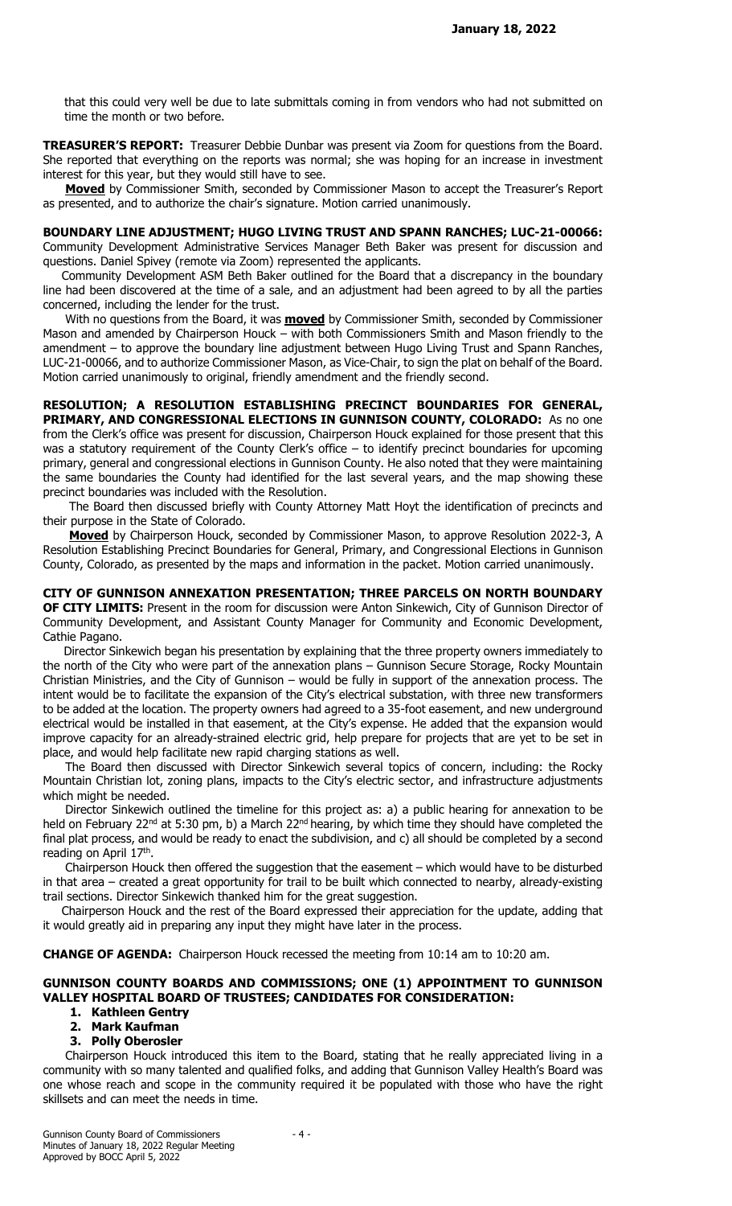that this could very well be due to late submittals coming in from vendors who had not submitted on time the month or two before.

**TREASURER'S REPORT:** Treasurer Debbie Dunbar was present via Zoom for questions from the Board. She reported that everything on the reports was normal; she was hoping for an increase in investment interest for this year, but they would still have to see.

**Moved** by Commissioner Smith, seconded by Commissioner Mason to accept the Treasurer's Report as presented, and to authorize the chair's signature. Motion carried unanimously.

**BOUNDARY LINE ADJUSTMENT; HUGO LIVING TRUST AND SPANN RANCHES; LUC-21-00066:** Community Development Administrative Services Manager Beth Baker was present for discussion and questions. Daniel Spivey (remote via Zoom) represented the applicants.

Community Development ASM Beth Baker outlined for the Board that a discrepancy in the boundary line had been discovered at the time of a sale, and an adjustment had been agreed to by all the parties concerned, including the lender for the trust.

With no questions from the Board, it was **moved** by Commissioner Smith, seconded by Commissioner Mason and amended by Chairperson Houck – with both Commissioners Smith and Mason friendly to the amendment – to approve the boundary line adjustment between Hugo Living Trust and Spann Ranches, LUC-21-00066, and to authorize Commissioner Mason, as Vice-Chair, to sign the plat on behalf of the Board. Motion carried unanimously to original, friendly amendment and the friendly second.

**RESOLUTION; A RESOLUTION ESTABLISHING PRECINCT BOUNDARIES FOR GENERAL, PRIMARY, AND CONGRESSIONAL ELECTIONS IN GUNNISON COUNTY, COLORADO:** As no one from the Clerk's office was present for discussion, Chairperson Houck explained for those present that this was a statutory requirement of the County Clerk's office – to identify precinct boundaries for upcoming primary, general and congressional elections in Gunnison County. He also noted that they were maintaining the same boundaries the County had identified for the last several years, and the map showing these precinct boundaries was included with the Resolution.

The Board then discussed briefly with County Attorney Matt Hoyt the identification of precincts and their purpose in the State of Colorado.

**Moved** by Chairperson Houck, seconded by Commissioner Mason, to approve Resolution 2022-3, A Resolution Establishing Precinct Boundaries for General, Primary, and Congressional Elections in Gunnison County, Colorado, as presented by the maps and information in the packet. Motion carried unanimously.

**CITY OF GUNNISON ANNEXATION PRESENTATION; THREE PARCELS ON NORTH BOUNDARY OF CITY LIMITS:** Present in the room for discussion were Anton Sinkewich, City of Gunnison Director of Community Development, and Assistant County Manager for Community and Economic Development, Cathie Pagano.

Director Sinkewich began his presentation by explaining that the three property owners immediately to the north of the City who were part of the annexation plans – Gunnison Secure Storage, Rocky Mountain Christian Ministries, and the City of Gunnison – would be fully in support of the annexation process. The intent would be to facilitate the expansion of the City's electrical substation, with three new transformers to be added at the location. The property owners had agreed to a 35-foot easement, and new underground electrical would be installed in that easement, at the City's expense. He added that the expansion would improve capacity for an already-strained electric grid, help prepare for projects that are yet to be set in place, and would help facilitate new rapid charging stations as well.

The Board then discussed with Director Sinkewich several topics of concern, including: the Rocky Mountain Christian lot, zoning plans, impacts to the City's electric sector, and infrastructure adjustments which might be needed.

Director Sinkewich outlined the timeline for this project as: a) a public hearing for annexation to be held on February 22nd at 5:30 pm, b) a March 22nd hearing, by which time they should have completed the final plat process, and would be ready to enact the subdivision, and c) all should be completed by a second reading on April 17th.

Chairperson Houck then offered the suggestion that the easement – which would have to be disturbed in that area – created a great opportunity for trail to be built which connected to nearby, already-existing trail sections. Director Sinkewich thanked him for the great suggestion.

Chairperson Houck and the rest of the Board expressed their appreciation for the update, adding that it would greatly aid in preparing any input they might have later in the process.

**CHANGE OF AGENDA:** Chairperson Houck recessed the meeting from 10:14 am to 10:20 am.

**GUNNISON COUNTY BOARDS AND COMMISSIONS; ONE (1) APPOINTMENT TO GUNNISON VALLEY HOSPITAL BOARD OF TRUSTEES; CANDIDATES FOR CONSIDERATION:**

1. **Kathleen Gentry**
2. **Mark Kaufman**
3. **Polly Oberosler**

Chairperson Houck introduced this item to the Board, stating that he really appreciated living in a community with so many talented and qualified folks, and adding that Gunnison Valley Health's Board was one whose reach and scope in the community required it be populated with those who have the right skillsets and can meet the needs in time.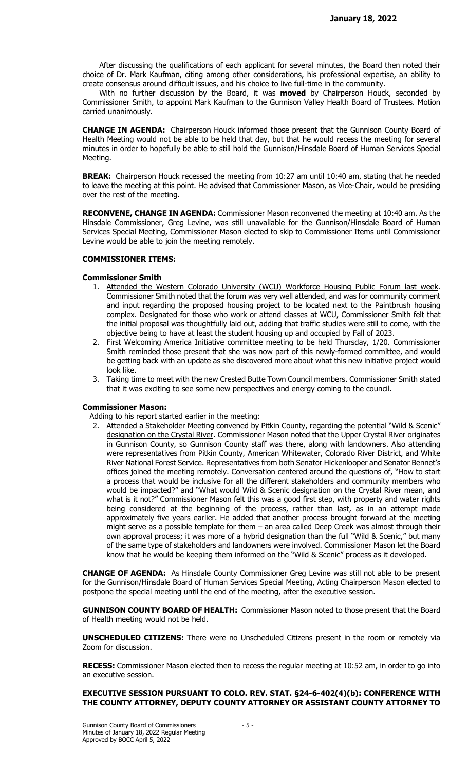After discussing the qualifications of each applicant for several minutes, the Board then noted their choice of Dr. Mark Kaufman, citing among other considerations, his professional expertise, an ability to create consensus around difficult issues, and his choice to live full-time in the community.

With no further discussion by the Board, it was **moved** by Chairperson Houck, seconded by Commissioner Smith, to appoint Mark Kaufman to the Gunnison Valley Health Board of Trustees. Motion carried unanimously.

**CHANGE IN AGENDA:** Chairperson Houck informed those present that the Gunnison County Board of Health Meeting would not be able to be held that day, but that he would recess the meeting for several minutes in order to hopefully be able to still hold the Gunnison/Hinsdale Board of Human Services Special Meeting.

**BREAK:** Chairperson Houck recessed the meeting from 10:27 am until 10:40 am, stating that he needed to leave the meeting at this point. He advised that Commissioner Mason, as Vice-Chair, would be presiding over the rest of the meeting.

**RECONVENE, CHANGE IN AGENDA:** Commissioner Mason reconvened the meeting at 10:40 am. As the Hinsdale Commissioner, Greg Levine, was still unavailable for the Gunnison/Hinsdale Board of Human Services Special Meeting, Commissioner Mason elected to skip to Commissioner Items until Commissioner Levine would be able to join the meeting remotely.

**COMMISSIONER ITEMS:**

**Commissioner Smith**

1. Attended the Western Colorado University (WCU) Workforce Housing Public Forum last week. Commissioner Smith noted that the forum was very well attended, and was for community comment and input regarding the proposed housing project to be located next to the Paintbrush housing complex. Designated for those who work or attend classes at WCU, Commissioner Smith felt that the initial proposal was thoughtfully laid out, adding that traffic studies were still to come, with the objective being to have at least the student housing up and occupied by Fall of 2023.
2. First Welcoming America Initiative committee meeting to be held Thursday, 1/20. Commissioner Smith reminded those present that she was now part of this newly-formed committee, and would be getting back with an update as she discovered more about what this new initiative project would look like.
3. Taking time to meet with the new Crested Butte Town Council members. Commissioner Smith stated that it was exciting to see some new perspectives and energy coming to the council.

**Commissioner Mason:**

Adding to his report started earlier in the meeting:

2. Attended a Stakeholder Meeting convened by Pitkin County, regarding the potential "Wild & Scenic" designation on the Crystal River. Commissioner Mason noted that the Upper Crystal River originates in Gunnison County, so Gunnison County staff was there, along with landowners. Also attending were representatives from Pitkin County, American Whitewater, Colorado River District, and White River National Forest Service. Representatives from both Senator Hickenlooper and Senator Bennet's offices joined the meeting remotely. Conversation centered around the questions of, "How to start a process that would be inclusive for all the different stakeholders and community members who would be impacted?" and "What would Wild & Scenic designation on the Crystal River mean, and what is it not?" Commissioner Mason felt this was a good first step, with property and water rights being considered at the beginning of the process, rather than last, as in an attempt made approximately five years earlier. He added that another process brought forward at the meeting might serve as a possible template for them – an area called Deep Creek was almost through their own approval process; it was more of a hybrid designation than the full "Wild & Scenic," but many of the same type of stakeholders and landowners were involved. Commissioner Mason let the Board know that he would be keeping them informed on the "Wild & Scenic" process as it developed.

**CHANGE OF AGENDA:** As Hinsdale County Commissioner Greg Levine was still not able to be present for the Gunnison/Hinsdale Board of Human Services Special Meeting, Acting Chairperson Mason elected to postpone the special meeting until the end of the meeting, after the executive session.

**GUNNISON COUNTY BOARD OF HEALTH:** Commissioner Mason noted to those present that the Board of Health meeting would not be held.

**UNSCHEDULED CITIZENS:** There were no Unscheduled Citizens present in the room or remotely via Zoom for discussion.

**RECESS:** Commissioner Mason elected then to recess the regular meeting at 10:52 am, in order to go into an executive session.

**EXECUTIVE SESSION PURSUANT TO COLO. REV. STAT. §24-6-402(4)(b): CONFERENCE WITH THE COUNTY ATTORNEY, DEPUTY COUNTY ATTORNEY OR ASSISTANT COUNTY ATTORNEY TO**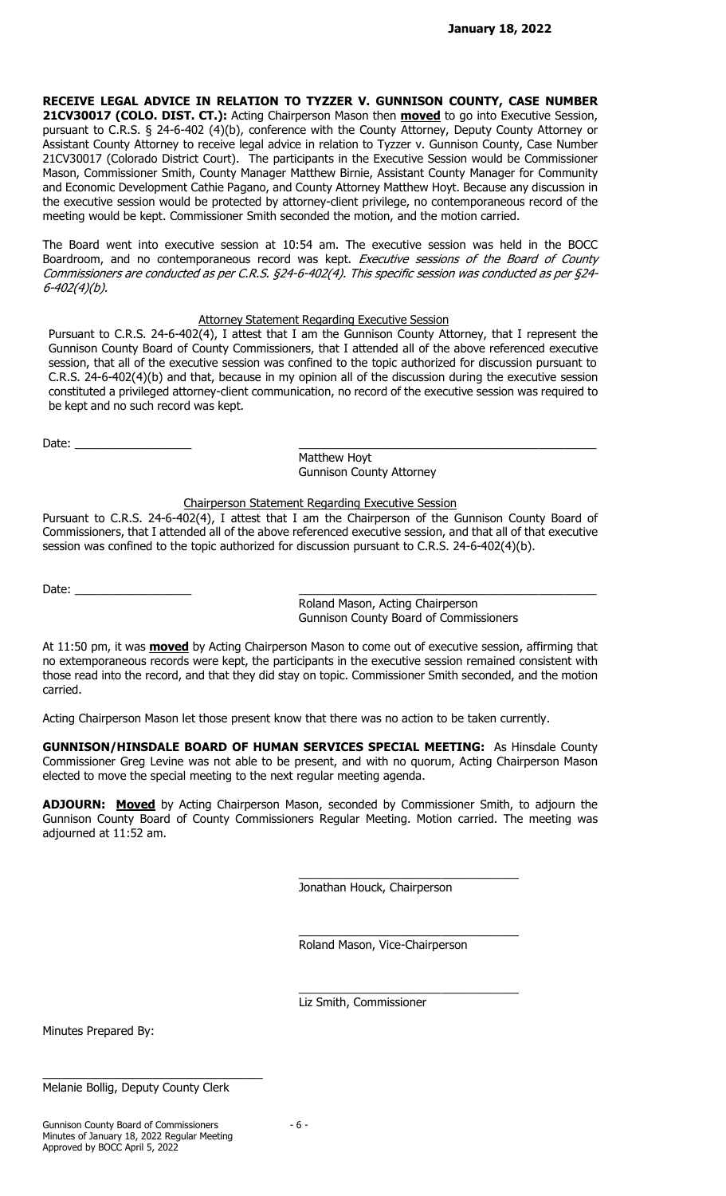**RECEIVE LEGAL ADVICE IN RELATION TO TYZZER V. GUNNISON COUNTY, CASE NUMBER 21CV30017 (COLO. DIST. CT.):** Acting Chairperson Mason then **moved** to go into Executive Session, pursuant to C.R.S. § 24-6-402 (4)(b), conference with the County Attorney, Deputy County Attorney or Assistant County Attorney to receive legal advice in relation to Tyzzer v. Gunnison County, Case Number 21CV30017 (Colorado District Court). The participants in the Executive Session would be Commissioner Mason, Commissioner Smith, County Manager Matthew Birnie, Assistant County Manager for Community and Economic Development Cathie Pagano, and County Attorney Matthew Hoyt. Because any discussion in the executive session would be protected by attorney-client privilege, no contemporaneous record of the meeting would be kept. Commissioner Smith seconded the motion, and the motion carried.

The Board went into executive session at 10:54 am. The executive session was held in the BOCC Boardroom, and no contemporaneous record was kept. *Executive sessions of the Board of County Commissioners are conducted as per C.R.S. §24-6-402(4). This specific session was conducted as per §24-6-402(4)(b).*

Attorney Statement Regarding Executive Session

Pursuant to C.R.S. 24-6-402(4), I attest that I am the Gunnison County Attorney, that I represent the Gunnison County Board of County Commissioners, that I attended all of the above referenced executive session, that all of the executive session was confined to the topic authorized for discussion pursuant to C.R.S. 24-6-402(4)(b) and that, because in my opinion all of the discussion during the executive session constituted a privileged attorney-client communication, no record of the executive session was required to be kept and no such record was kept.

Date: ___________________ ______________________________________________

Matthew Hoyt
Gunnison County Attorney

Chairperson Statement Regarding Executive Session

Pursuant to C.R.S. 24-6-402(4), I attest that I am the Chairperson of the Gunnison County Board of Commissioners, that I attended all of the above referenced executive session, and that all of that executive session was confined to the topic authorized for discussion pursuant to C.R.S. 24-6-402(4)(b).

Date: ___________________ ______________________________________________

Roland Mason, Acting Chairperson
Gunnison County Board of Commissioners

At 11:50 pm, it was **moved** by Acting Chairperson Mason to come out of executive session, affirming that no extemporaneous records were kept, the participants in the executive session remained consistent with those read into the record, and that they did stay on topic. Commissioner Smith seconded, and the motion carried.

Acting Chairperson Mason let those present know that there was no action to be taken currently.

**GUNNISON/HINSDALE BOARD OF HUMAN SERVICES SPECIAL MEETING:** As Hinsdale County Commissioner Greg Levine was not able to be present, and with no quorum, Acting Chairperson Mason elected to move the special meeting to the next regular meeting agenda.

**ADJOURN:** **Moved** by Acting Chairperson Mason, seconded by Commissioner Smith, to adjourn the Gunnison County Board of County Commissioners Regular Meeting. Motion carried. The meeting was adjourned at 11:52 am.

___________________________________
Jonathan Houck, Chairperson

___________________________________
Roland Mason, Vice-Chairperson

___________________________________
Liz Smith, Commissioner

Minutes Prepared By:

___________________________________
Melanie Bollig, Deputy County Clerk

Gunnison County Board of Commissioners
Minutes of January 18, 2022 Regular Meeting
Approved by BOCC April 5, 2022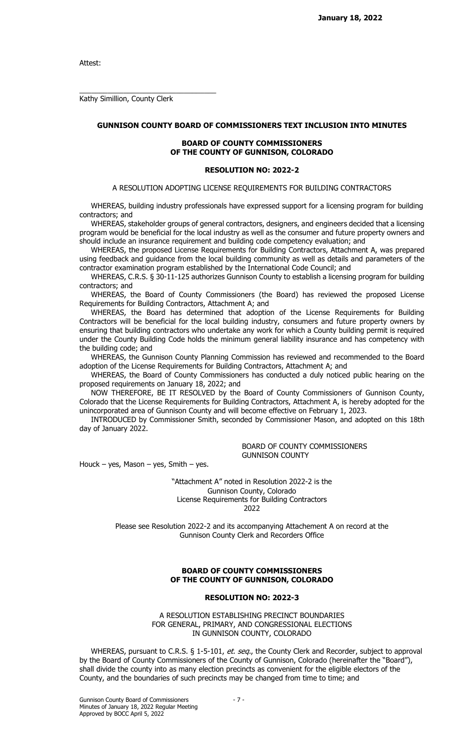Attest:

\_\_\_\_\_\_\_\_\_\_\_\_\_\_\_\_\_\_\_\_\_\_\_\_\_\_\_\_\_\_\_\_\_\_\_

Kathy Simillion, County Clerk

## GUNNISON COUNTY BOARD OF COMMISSIONERS TEXT INCLUSION INTO MINUTES

### BOARD OF COUNTY COMMISSIONERS OF THE COUNTY OF GUNNISON, COLORADO

### RESOLUTION NO: 2022-2

A RESOLUTION ADOPTING LICENSE REQUIREMENTS FOR BUILDING CONTRACTORS

WHEREAS, building industry professionals have expressed support for a licensing program for building contractors; and

WHEREAS, stakeholder groups of general contractors, designers, and engineers decided that a licensing program would be beneficial for the local industry as well as the consumer and future property owners and should include an insurance requirement and building code competency evaluation; and

WHEREAS, the proposed License Requirements for Building Contractors, Attachment A, was prepared using feedback and guidance from the local building community as well as details and parameters of the contractor examination program established by the International Code Council; and

WHEREAS, C.R.S. § 30-11-125 authorizes Gunnison County to establish a licensing program for building contractors; and

WHEREAS, the Board of County Commissioners (the Board) has reviewed the proposed License Requirements for Building Contractors, Attachment A; and

WHEREAS, the Board has determined that adoption of the License Requirements for Building Contractors will be beneficial for the local building industry, consumers and future property owners by ensuring that building contractors who undertake any work for which a County building permit is required under the County Building Code holds the minimum general liability insurance and has competency with the building code; and

WHEREAS, the Gunnison County Planning Commission has reviewed and recommended to the Board adoption of the License Requirements for Building Contractors, Attachment A; and

WHEREAS, the Board of County Commissioners has conducted a duly noticed public hearing on the proposed requirements on January 18, 2022; and

NOW THEREFORE, BE IT RESOLVED by the Board of County Commissioners of Gunnison County, Colorado that the License Requirements for Building Contractors, Attachment A, is hereby adopted for the unincorporated area of Gunnison County and will become effective on February 1, 2023.

INTRODUCED by Commissioner Smith, seconded by Commissioner Mason, and adopted on this 18th day of January 2022.

BOARD OF COUNTY COMMISSIONERS
GUNNISON COUNTY

Houck – yes, Mason – yes, Smith – yes.

"Attachment A" noted in Resolution 2022-2 is the
Gunnison County, Colorado
License Requirements for Building Contractors
2022

Please see Resolution 2022-2 and its accompanying Attachement A on record at the Gunnison County Clerk and Recorders Office

### BOARD OF COUNTY COMMISSIONERS OF THE COUNTY OF GUNNISON, COLORADO

### RESOLUTION NO: 2022-3

A RESOLUTION ESTABLISHING PRECINCT BOUNDARIES
FOR GENERAL, PRIMARY, AND CONGRESSIONAL ELECTIONS
IN GUNNISON COUNTY, COLORADO

WHEREAS, pursuant to C.R.S. § 1-5-101, *et. seq*., the County Clerk and Recorder, subject to approval by the Board of County Commissioners of the County of Gunnison, Colorado (hereinafter the "Board"), shall divide the county into as many election precincts as convenient for the eligible electors of the County, and the boundaries of such precincts may be changed from time to time; and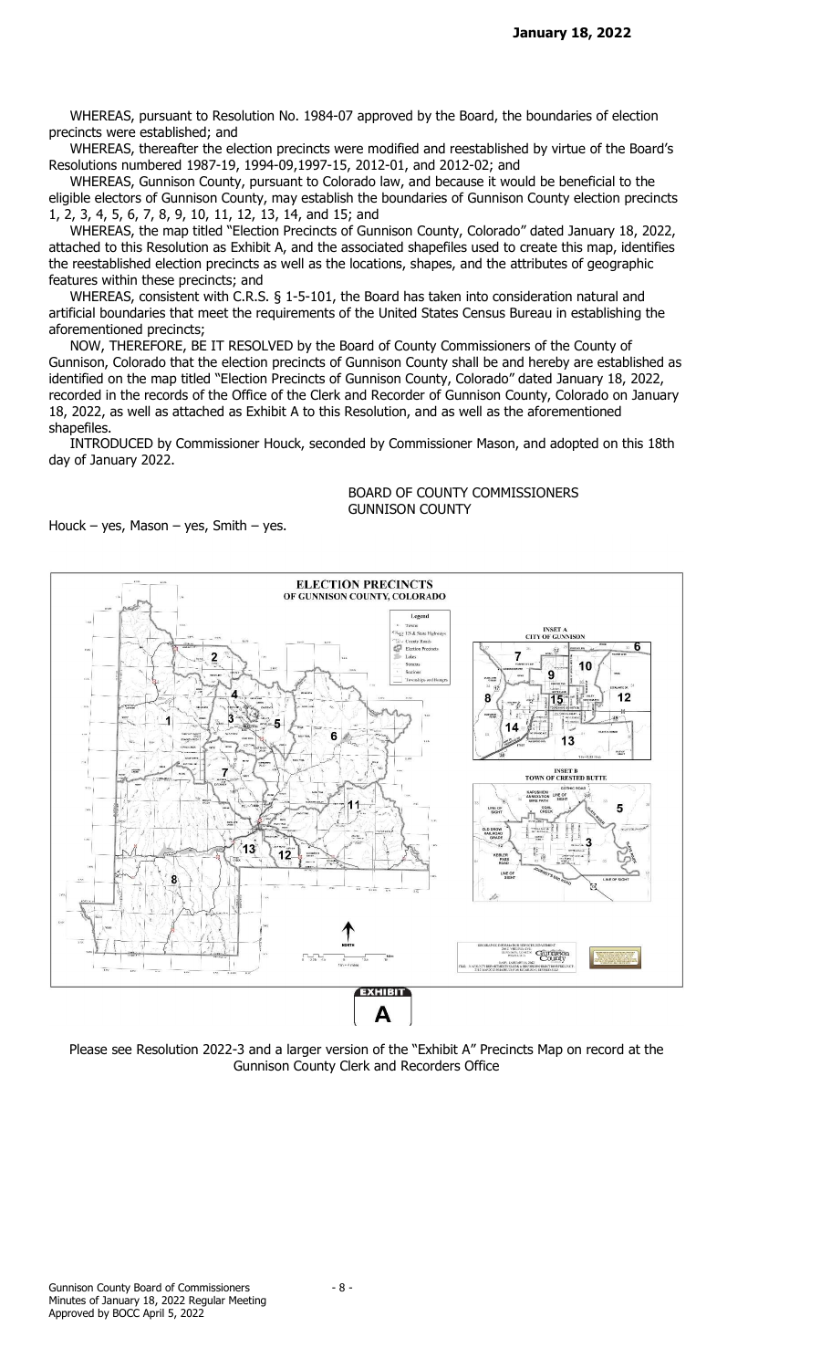WHEREAS, pursuant to Resolution No. 1984-07 approved by the Board, the boundaries of election precincts were established; and

WHEREAS, thereafter the election precincts were modified and reestablished by virtue of the Board's Resolutions numbered 1987-19, 1994-09,1997-15, 2012-01, and 2012-02; and

WHEREAS, Gunnison County, pursuant to Colorado law, and because it would be beneficial to the eligible electors of Gunnison County, may establish the boundaries of Gunnison County election precincts 1, 2, 3, 4, 5, 6, 7, 8, 9, 10, 11, 12, 13, 14, and 15; and

WHEREAS, the map titled "Election Precincts of Gunnison County, Colorado" dated January 18, 2022, attached to this Resolution as Exhibit A, and the associated shapefiles used to create this map, identifies the reestablished election precincts as well as the locations, shapes, and the attributes of geographic features within these precincts; and

WHEREAS, consistent with C.R.S. § 1-5-101, the Board has taken into consideration natural and artificial boundaries that meet the requirements of the United States Census Bureau in establishing the aforementioned precincts;

NOW, THEREFORE, BE IT RESOLVED by the Board of County Commissioners of the County of Gunnison, Colorado that the election precincts of Gunnison County shall be and hereby are established as identified on the map titled "Election Precincts of Gunnison County, Colorado" dated January 18, 2022, recorded in the records of the Office of the Clerk and Recorder of Gunnison County, Colorado on January 18, 2022, as well as attached as Exhibit A to this Resolution, and as well as the aforementioned shapefiles.

INTRODUCED by Commissioner Houck, seconded by Commissioner Mason, and adopted on this 18th day of January 2022.

BOARD OF COUNTY COMMISSIONERS
GUNNISON COUNTY

Houck – yes, Mason – yes, Smith – yes.

ELECTION PRECINCTS
OF GUNNISON COUNTY, COLORADO

INSET A
CITY OF GUNNISON

INSET B
TOWN OF CRESTED BUTTE

EXHIBIT
A

Please see Resolution 2022-3 and a larger version of the "Exhibit A" Precincts Map on record at the Gunnison County Clerk and Recorders Office